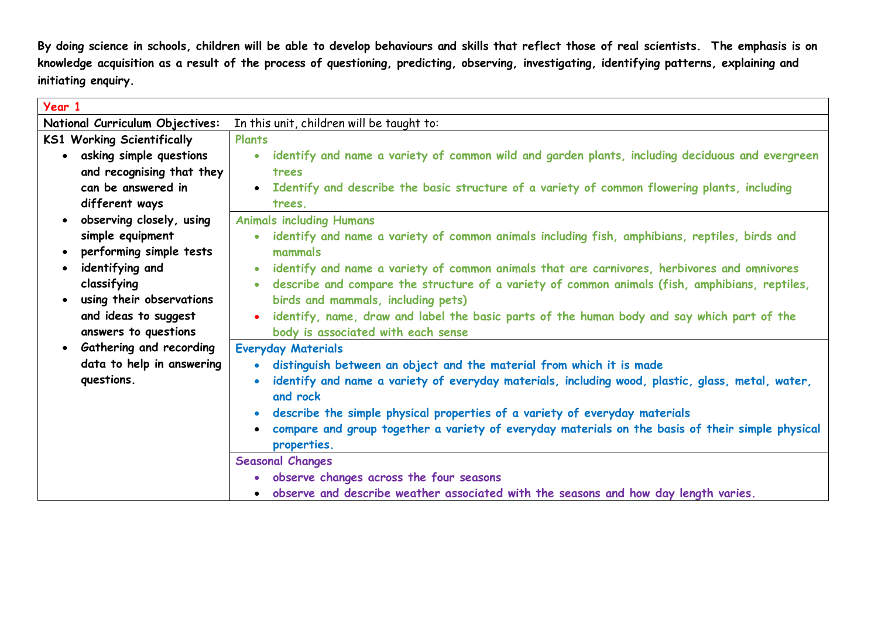**By doing science in schools, children will be able to develop behaviours and skills that reflect those of real scientists. The emphasis is on knowledge acquisition as a result of the process of questioning, predicting, observing, investigating, identifying patterns, explaining and initiating enquiry.**

| | |
|---|---|
| **Year 1** | |
| **National Curriculum Objectives:** | In this unit, children will be taught to: |
| **KS1 Working Scientifically**<br>• **asking simple questions and recognising that they can be answered in different ways**<br>• **observing closely, using simple equipment**<br>• **performing simple tests**<br>• **identifying and classifying**<br>• **using their observations and ideas to suggest answers to questions**<br>• **Gathering and recording data to help in answering questions.** | **Plants**<br>• **identify and name a variety of common wild and garden plants, including deciduous and evergreen trees**<br>• **Identify and describe the basic structure of a variety of common flowering plants, including trees.** |
| | **Animals including Humans**<br>• **identify and name a variety of common animals including fish, amphibians, reptiles, birds and mammals**<br>• **identify and name a variety of common animals that are carnivores, herbivores and omnivores**<br>• **describe and compare the structure of a variety of common animals (fish, amphibians, reptiles, birds and mammals, including pets)**<br>• **identify, name, draw and label the basic parts of the human body and say which part of the body is associated with each sense** |
| | **Everyday Materials**<br>• **distinguish between an object and the material from which it is made**<br>• **identify and name a variety of everyday materials, including wood, plastic, glass, metal, water, and rock**<br>• **describe the simple physical properties of a variety of everyday materials**<br>• **compare and group together a variety of everyday materials on the basis of their simple physical properties.** |
| | **Seasonal Changes**<br>• **observe changes across the four seasons**<br>• **observe and describe weather associated with the seasons and how day length varies.** |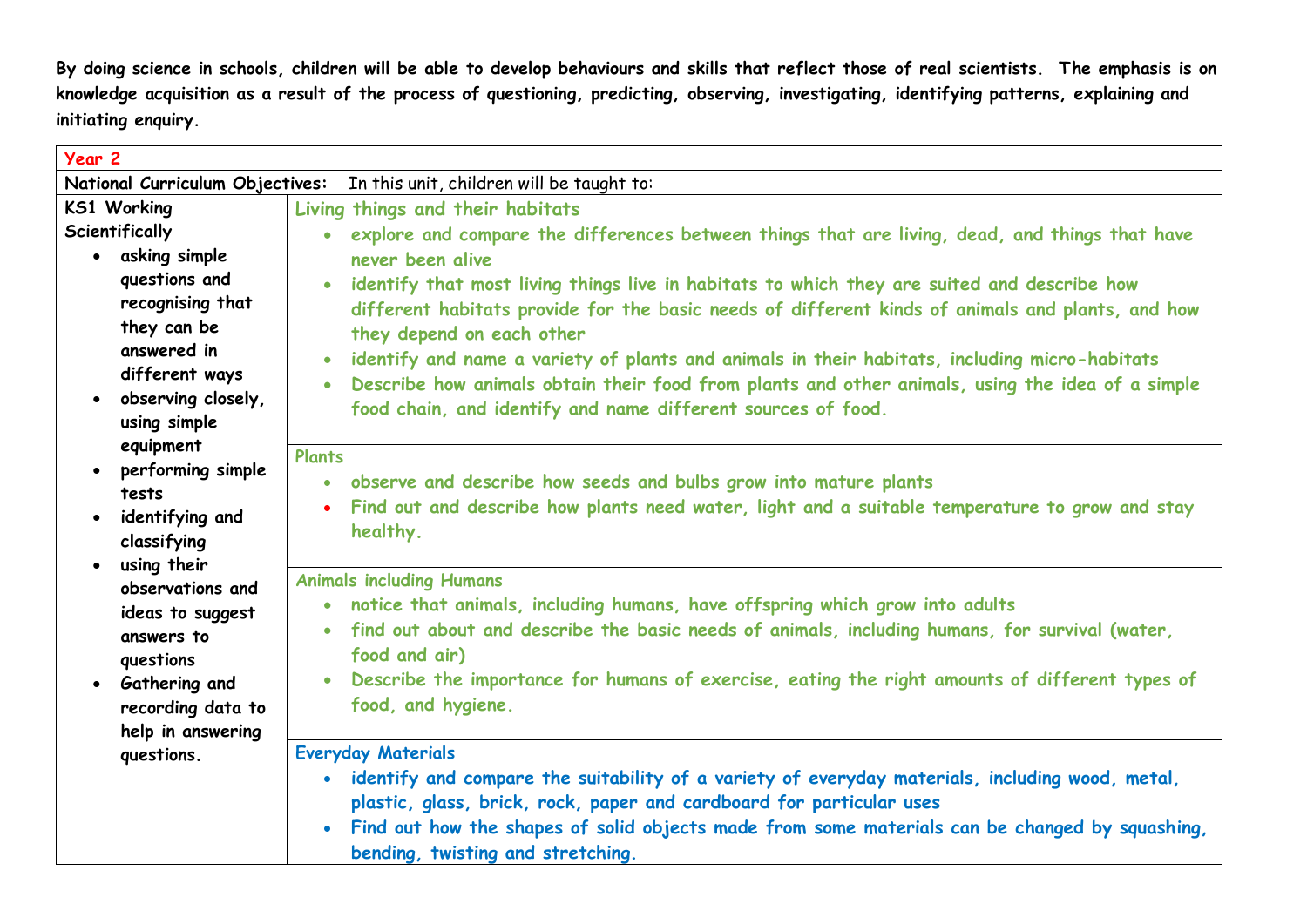**By doing science in schools, children will be able to develop behaviours and skills that reflect those of real scientists. The emphasis is on knowledge acquisition as a result of the process of questioning, predicting, observing, investigating, identifying patterns, explaining and initiating enquiry.**

| | |
|---|---|
| **Year 2** | |
| **National Curriculum Objectives:** In this unit, children will be taught to: | |
| **KS1 Working Scientifically**<br>• **asking simple questions and recognising that they can be answered in different ways**<br>• **observing closely, using simple equipment**<br>• **performing simple tests**<br>• **identifying and classifying**<br>• **using their observations and ideas to suggest answers to questions**<br>• **Gathering and recording data to help in answering questions.** | Living things and their habitats<br>• **explore and compare the differences between things that are living, dead, and things that have never been alive**<br>• **identify that most living things live in habitats to which they are suited and describe how different habitats provide for the basic needs of different kinds of animals and plants, and how they depend on each other**<br>• **identify and name a variety of plants and animals in their habitats, including micro-habitats**<br>• **Describe how animals obtain their food from plants and other animals, using the idea of a simple food chain, and identify and name different sources of food.** |
| | Plants<br>• **observe and describe how seeds and bulbs grow into mature plants**<br>• **Find out and describe how plants need water, light and a suitable temperature to grow and stay healthy.** |
| | Animals including Humans<br>• **notice that animals, including humans, have offspring which grow into adults**<br>• **find out about and describe the basic needs of animals, including humans, for survival (water, food and air)**<br>• **Describe the importance for humans of exercise, eating the right amounts of different types of food, and hygiene.** |
| | Everyday Materials<br>• **identify and compare the suitability of a variety of everyday materials, including wood, metal, plastic, glass, brick, rock, paper and cardboard for particular uses**<br>• **Find out how the shapes of solid objects made from some materials can be changed by squashing, bending, twisting and stretching.** |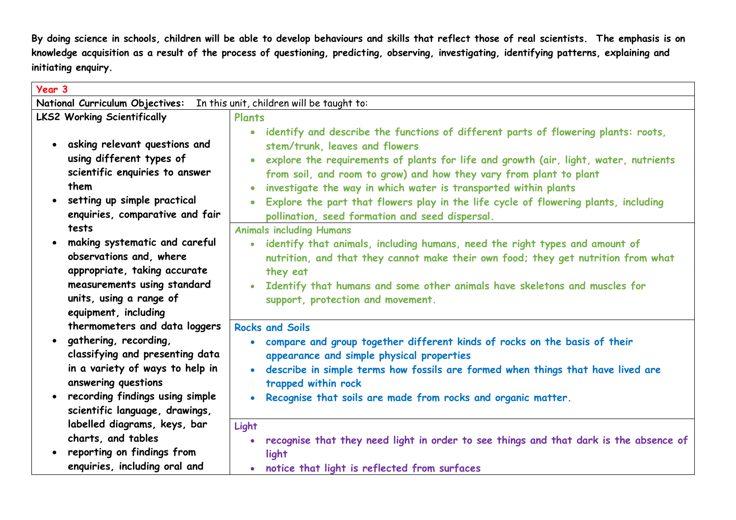**By doing science in schools, children will be able to develop behaviours and skills that reflect those of real scientists. The emphasis is on knowledge acquisition as a result of the process of questioning, predicting, observing, investigating, identifying patterns, explaining and initiating enquiry.**

| Year 3 | |
|---|---|
| **National Curriculum Objectives:** In this unit, children will be taught to: | |
| **LKS2 Working Scientifically**<br><br>• **asking relevant questions and using different types of scientific enquiries to answer them**<br>• **setting up simple practical enquiries, comparative and fair tests**<br>• **making systematic and careful observations and, where appropriate, taking accurate measurements using standard units, using a range of equipment, including thermometers and data loggers**<br>• **gathering, recording, classifying and presenting data in a variety of ways to help in answering questions**<br>• **recording findings using simple scientific language, drawings, labelled diagrams, keys, bar charts, and tables**<br>• **reporting on findings from enquiries, including oral and** | **Plants**<br>• **identify and describe the functions of different parts of flowering plants: roots, stem/trunk, leaves and flowers**<br>• **explore the requirements of plants for life and growth (air, light, water, nutrients from soil, and room to grow) and how they vary from plant to plant**<br>• **investigate the way in which water is transported within plants**<br>• **Explore the part that flowers play in the life cycle of flowering plants, including pollination, seed formation and seed dispersal.**<br><br>Animals including Humans<br>• **identify that animals, including humans, need the right types and amount of nutrition, and that they cannot make their own food; they get nutrition from what they eat**<br>• **Identify that humans and some other animals have skeletons and muscles for support, protection and movement.**<br><br>**Rocks and Soils**<br>• **compare and group together different kinds of rocks on the basis of their appearance and simple physical properties**<br>• **describe in simple terms how fossils are formed when things that have lived are trapped within rock**<br>• **Recognise that soils are made from rocks and organic matter.**<br><br>Light<br>• **recognise that they need light in order to see things and that dark is the absence of light**<br>• **notice that light is reflected from surfaces** |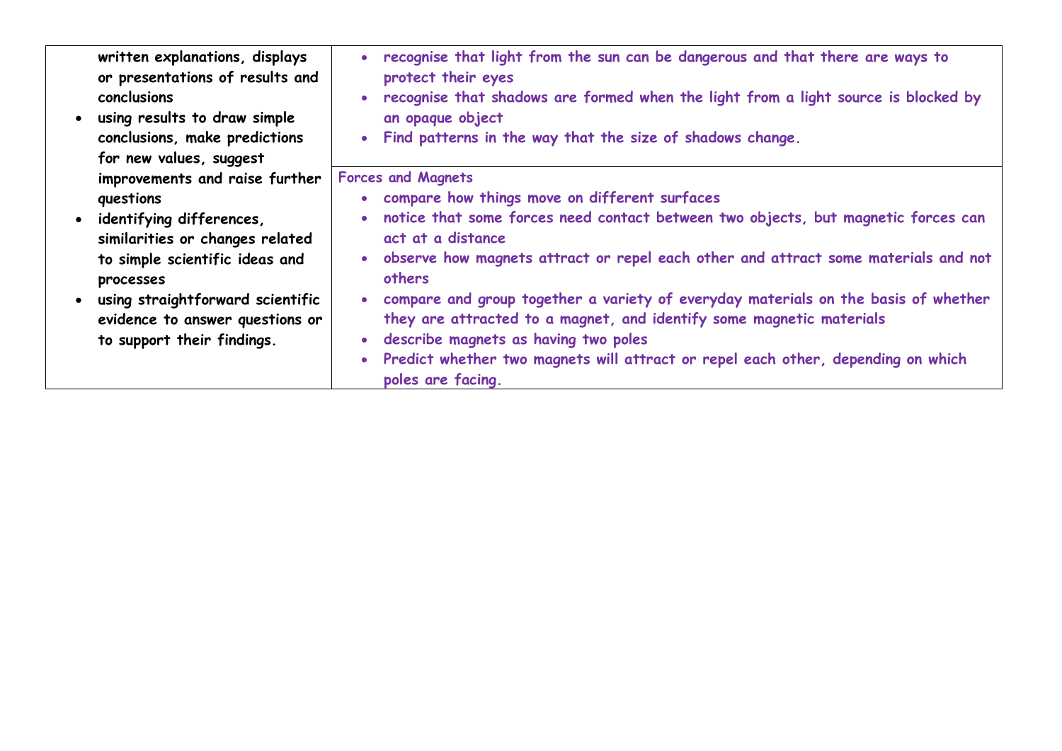| | |
|---|---|
| **written explanations, displays or presentations of results and conclusions**<br>• **using results to draw simple conclusions, make predictions for new values, suggest improvements and raise further questions**<br>• **identifying differences, similarities or changes related to simple scientific ideas and processes**<br>• **using straightforward scientific evidence to answer questions or to support their findings.** | • **recognise that light from the sun can be dangerous and that there are ways to protect their eyes**<br>• **recognise that shadows are formed when the light from a light source is blocked by an opaque object**<br>• **Find patterns in the way that the size of shadows change.**<br><br>Forces and Magnets<br>• **compare how things move on different surfaces**<br>• **notice that some forces need contact between two objects, but magnetic forces can act at a distance**<br>• **observe how magnets attract or repel each other and attract some materials and not others**<br>• **compare and group together a variety of everyday materials on the basis of whether they are attracted to a magnet, and identify some magnetic materials**<br>• **describe magnets as having two poles**<br>• **Predict whether two magnets will attract or repel each other, depending on which poles are facing.** |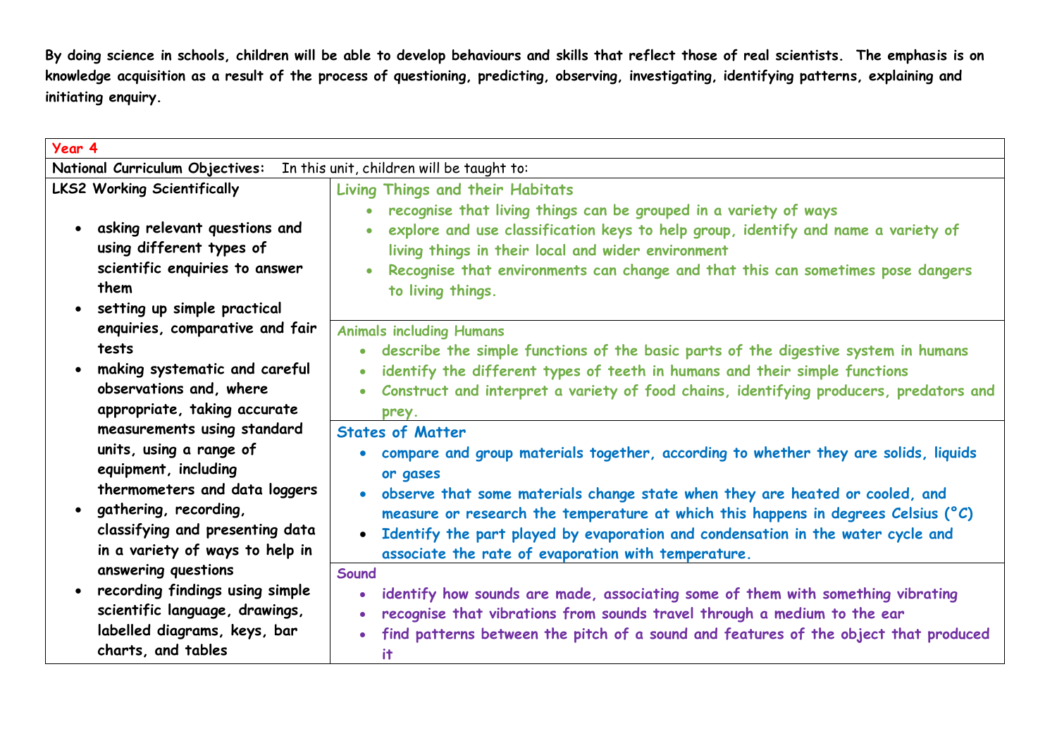**By doing science in schools, children will be able to develop behaviours and skills that reflect those of real scientists. The emphasis is on knowledge acquisition as a result of the process of questioning, predicting, observing, investigating, identifying patterns, explaining and initiating enquiry.**

| | |
|---|---|
| **Year 4** | |
| **National Curriculum Objectives:** In this unit, children will be taught to: | |
| **LKS2 Working Scientifically**<br><br>• **asking relevant questions and using different types of scientific enquiries to answer them**<br>• **setting up simple practical enquiries, comparative and fair tests**<br>• **making systematic and careful observations and, where appropriate, taking accurate measurements using standard units, using a range of equipment, including thermometers and data loggers**<br>• **gathering, recording, classifying and presenting data in a variety of ways to help in answering questions**<br>• **recording findings using simple scientific language, drawings, labelled diagrams, keys, bar charts, and tables** | **Living Things and their Habitats**<br>• **recognise that living things can be grouped in a variety of ways**<br>• **explore and use classification keys to help group, identify and name a variety of living things in their local and wider environment**<br>• **Recognise that environments can change and that this can sometimes pose dangers to living things.**<br><br>**Animals including Humans**<br>• **describe the simple functions of the basic parts of the digestive system in humans**<br>• **identify the different types of teeth in humans and their simple functions**<br>• **Construct and interpret a variety of food chains, identifying producers, predators and prey.**<br><br>**States of Matter**<br>• **compare and group materials together, according to whether they are solids, liquids or gases**<br>• **observe that some materials change state when they are heated or cooled, and measure or research the temperature at which this happens in degrees Celsius (°C)**<br>• **Identify the part played by evaporation and condensation in the water cycle and associate the rate of evaporation with temperature.**<br><br>**Sound**<br>• **identify how sounds are made, associating some of them with something vibrating**<br>• **recognise that vibrations from sounds travel through a medium to the ear**<br>• **find patterns between the pitch of a sound and features of the object that produced it** |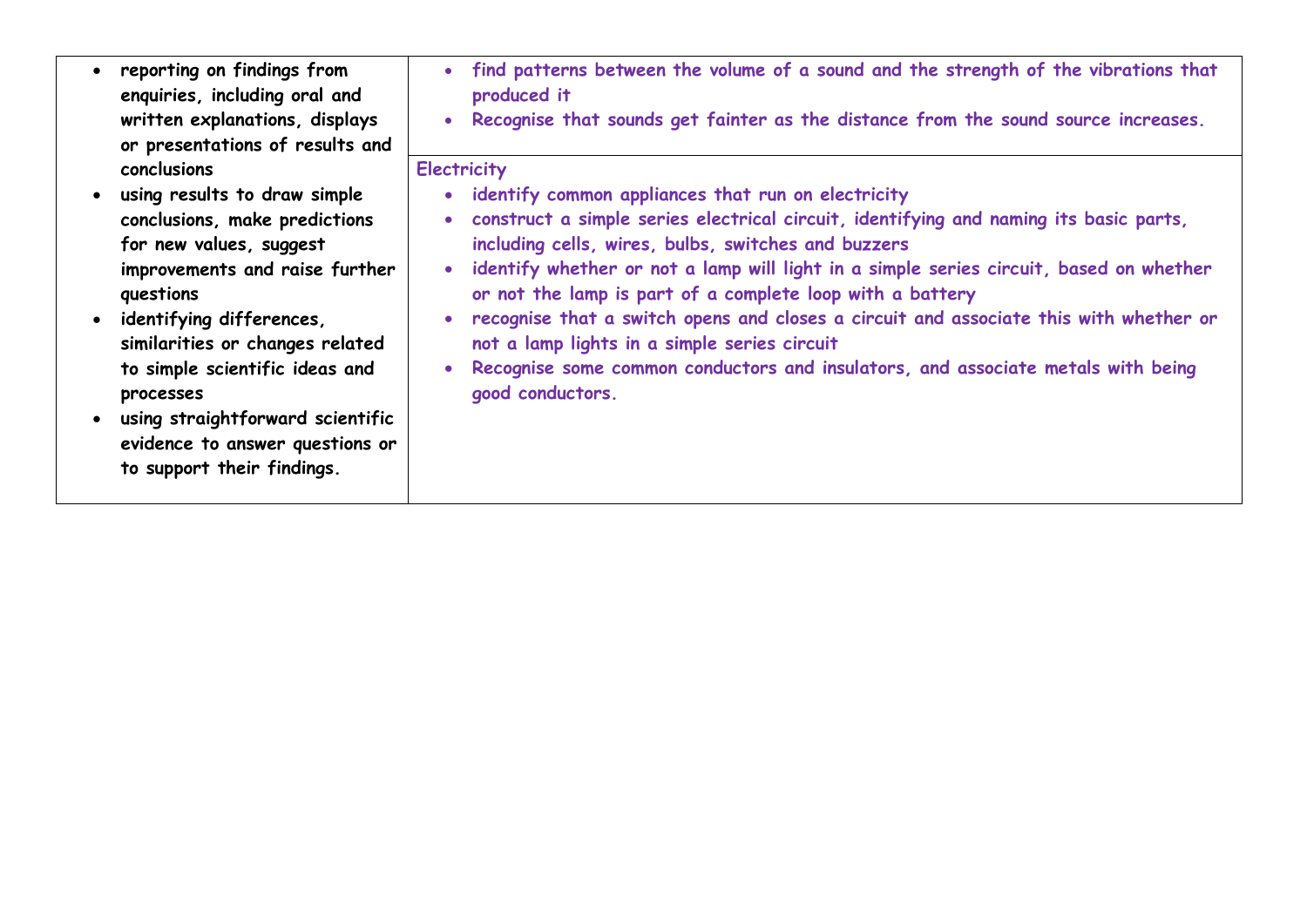| | |
|---|---|
| • **reporting on findings from enquiries, including oral and written explanations, displays or presentations of results and conclusions**<br>• **using results to draw simple conclusions, make predictions for new values, suggest improvements and raise further questions**<br>• **identifying differences, similarities or changes related to simple scientific ideas and processes**<br>• **using straightforward scientific evidence to answer questions or to support their findings.** | • **find patterns between the volume of a sound and the strength of the vibrations that produced it**<br>• **Recognise that sounds get fainter as the distance from the sound source increases.**<br><br>**Electricity**<br>• **identify common appliances that run on electricity**<br>• **construct a simple series electrical circuit, identifying and naming its basic parts, including cells, wires, bulbs, switches and buzzers**<br>• **identify whether or not a lamp will light in a simple series circuit, based on whether or not the lamp is part of a complete loop with a battery**<br>• **recognise that a switch opens and closes a circuit and associate this with whether or not a lamp lights in a simple series circuit**<br>• **Recognise some common conductors and insulators, and associate metals with being good conductors.** |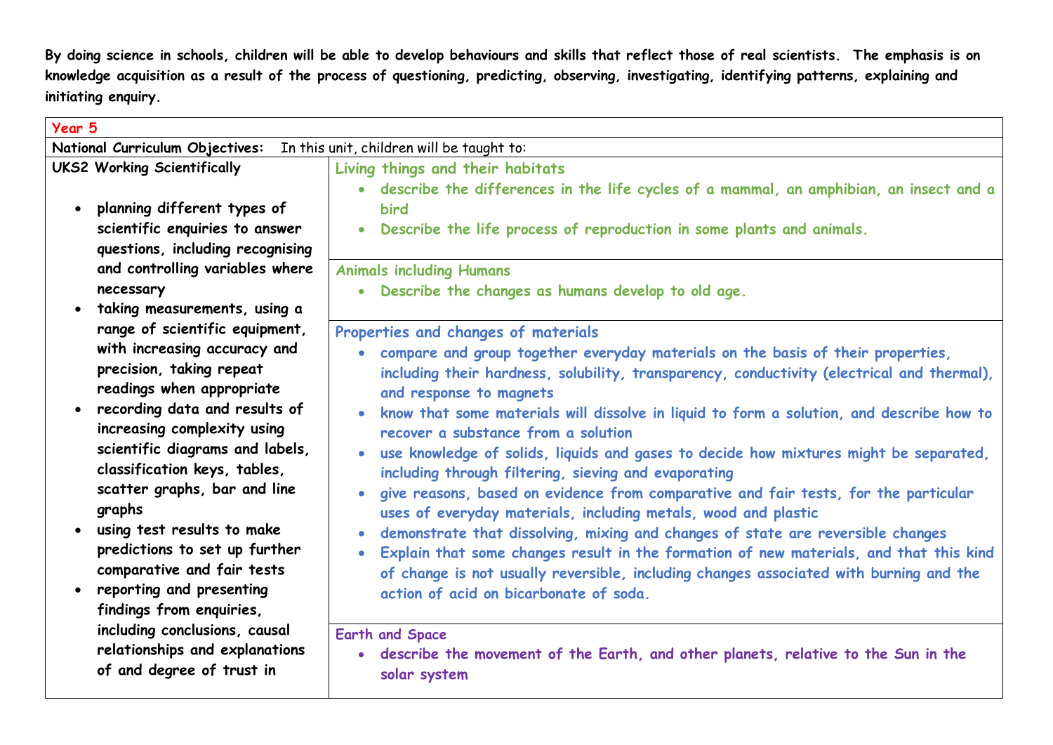**By doing science in schools, children will be able to develop behaviours and skills that reflect those of real scientists. The emphasis is on knowledge acquisition as a result of the process of questioning, predicting, observing, investigating, identifying patterns, explaining and initiating enquiry.**

| **Year 5** | |
|---|---|
| **National Curriculum Objectives:** In this unit, children will be taught to: | |
| **UKS2 Working Scientifically**<br><br>• **planning different types of scientific enquiries to answer questions, including recognising and controlling variables where necessary**<br>• **taking measurements, using a range of scientific equipment, with increasing accuracy and precision, taking repeat readings when appropriate**<br>• **recording data and results of increasing complexity using scientific diagrams and labels, classification keys, tables, scatter graphs, bar and line graphs**<br>• **using test results to make predictions to set up further comparative and fair tests**<br>• **reporting and presenting findings from enquiries, including conclusions, causal relationships and explanations of and degree of trust in** | **Living things and their habitats**<br>• **describe the differences in the life cycles of a mammal, an amphibian, an insect and a bird**<br>• **Describe the life process of reproduction in some plants and animals.** |
| | **Animals including Humans**<br>• **Describe the changes as humans develop to old age.** |
| | **Properties and changes of materials**<br>• **compare and group together everyday materials on the basis of their properties, including their hardness, solubility, transparency, conductivity (electrical and thermal), and response to magnets**<br>• **know that some materials will dissolve in liquid to form a solution, and describe how to recover a substance from a solution**<br>• **use knowledge of solids, liquids and gases to decide how mixtures might be separated, including through filtering, sieving and evaporating**<br>• **give reasons, based on evidence from comparative and fair tests, for the particular uses of everyday materials, including metals, wood and plastic**<br>• **demonstrate that dissolving, mixing and changes of state are reversible changes**<br>• **Explain that some changes result in the formation of new materials, and that this kind of change is not usually reversible, including changes associated with burning and the action of acid on bicarbonate of soda.** |
| | **Earth and Space**<br>• **describe the movement of the Earth, and other planets, relative to the Sun in the solar system** |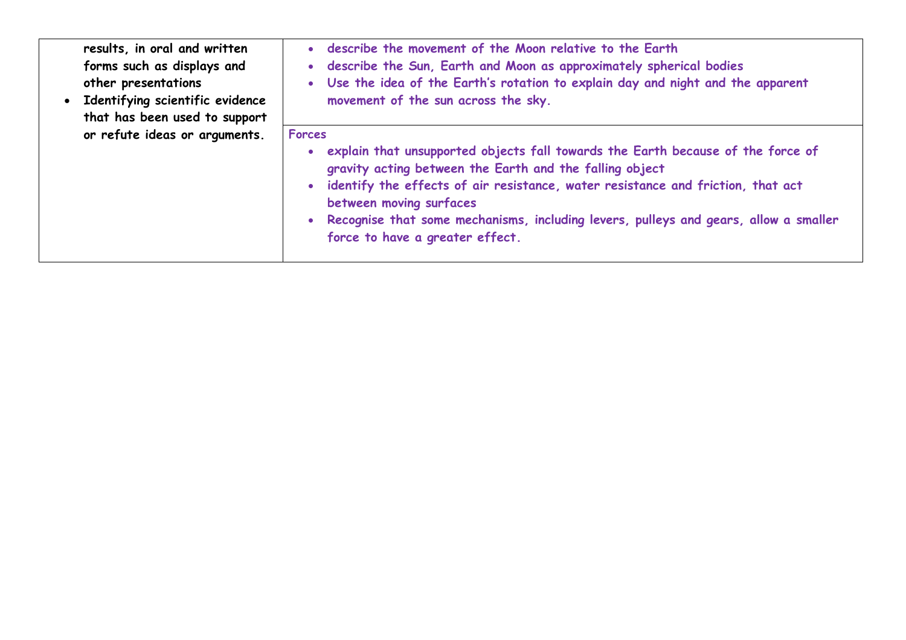| | |
|---|---|
| **results, in oral and written forms such as displays and other presentations**<br>• **Identifying scientific evidence that has been used to support or refute ideas or arguments.** | • **describe the movement of the Moon relative to the Earth**<br>• **describe the Sun, Earth and Moon as approximately spherical bodies**<br>• **Use the idea of the Earth's rotation to explain day and night and the apparent movement of the sun across the sky.** |
| | Forces<br>• **explain that unsupported objects fall towards the Earth because of the force of gravity acting between the Earth and the falling object**<br>• **identify the effects of air resistance, water resistance and friction, that act between moving surfaces**<br>• **Recognise that some mechanisms, including levers, pulleys and gears, allow a smaller force to have a greater effect.** |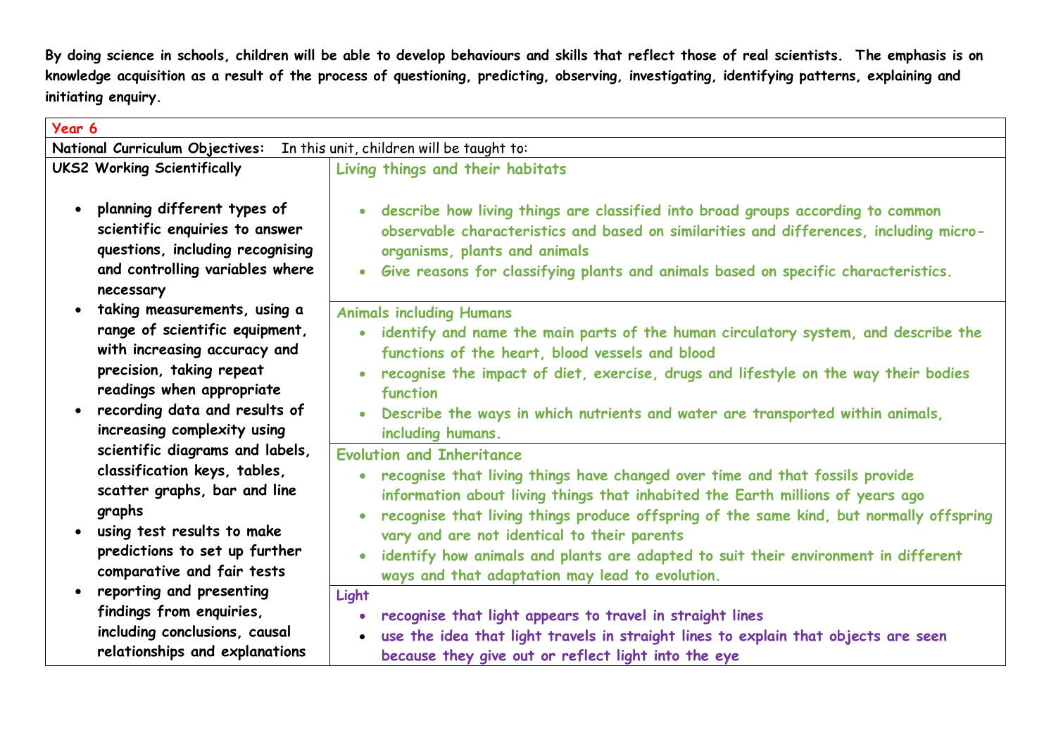**By doing science in schools, children will be able to develop behaviours and skills that reflect those of real scientists. The emphasis is on knowledge acquisition as a result of the process of questioning, predicting, observing, investigating, identifying patterns, explaining and initiating enquiry.**

| | |
|---|---|
| **Year 6** | |
| **National Curriculum Objectives:** In this unit, children will be taught to: | |
| **UKS2 Working Scientifically**<br><br>• **planning different types of scientific enquiries to answer questions, including recognising and controlling variables where necessary**<br>• **taking measurements, using a range of scientific equipment, with increasing accuracy and precision, taking repeat readings when appropriate**<br>• **recording data and results of increasing complexity using scientific diagrams and labels, classification keys, tables, scatter graphs, bar and line graphs**<br>• **using test results to make predictions to set up further comparative and fair tests**<br>• **reporting and presenting findings from enquiries, including conclusions, causal relationships and explanations** | **Living things and their habitats**<br><br>• **describe how living things are classified into broad groups according to common observable characteristics and based on similarities and differences, including micro-organisms, plants and animals**<br>• **Give reasons for classifying plants and animals based on specific characteristics.**<br><br>**Animals including Humans**<br>• **identify and name the main parts of the human circulatory system, and describe the functions of the heart, blood vessels and blood**<br>• **recognise the impact of diet, exercise, drugs and lifestyle on the way their bodies function**<br>• **Describe the ways in which nutrients and water are transported within animals, including humans.**<br><br>**Evolution and Inheritance**<br>• **recognise that living things have changed over time and that fossils provide information about living things that inhabited the Earth millions of years ago**<br>• **recognise that living things produce offspring of the same kind, but normally offspring vary and are not identical to their parents**<br>• **identify how animals and plants are adapted to suit their environment in different ways and that adaptation may lead to evolution.**<br><br>**Light**<br>• **recognise that light appears to travel in straight lines**<br>• **use the idea that light travels in straight lines to explain that objects are seen because they give out or reflect light into the eye** |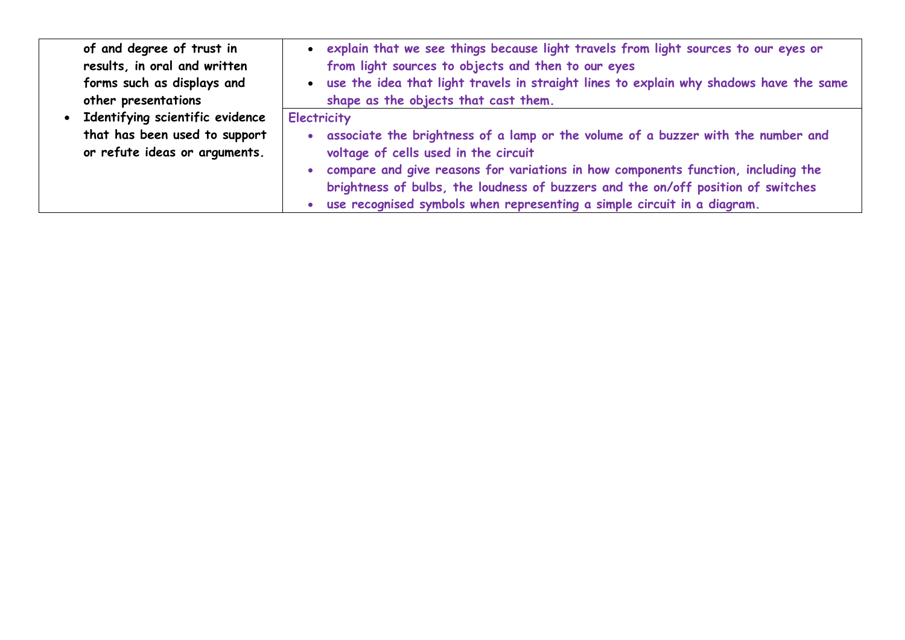| | |
|---|---|
| of and degree of trust in results, in oral and written forms such as displays and other presentations<br>• Identifying scientific evidence that has been used to support or refute ideas or arguments. | • explain that we see things because light travels from light sources to our eyes or from light sources to objects and then to our eyes<br>• use the idea that light travels in straight lines to explain why shadows have the same shape as the objects that cast them.<br>**Electricity**<br>• associate the brightness of a lamp or the volume of a buzzer with the number and voltage of cells used in the circuit<br>• compare and give reasons for variations in how components function, including the brightness of bulbs, the loudness of buzzers and the on/off position of switches<br>• use recognised symbols when representing a simple circuit in a diagram. |